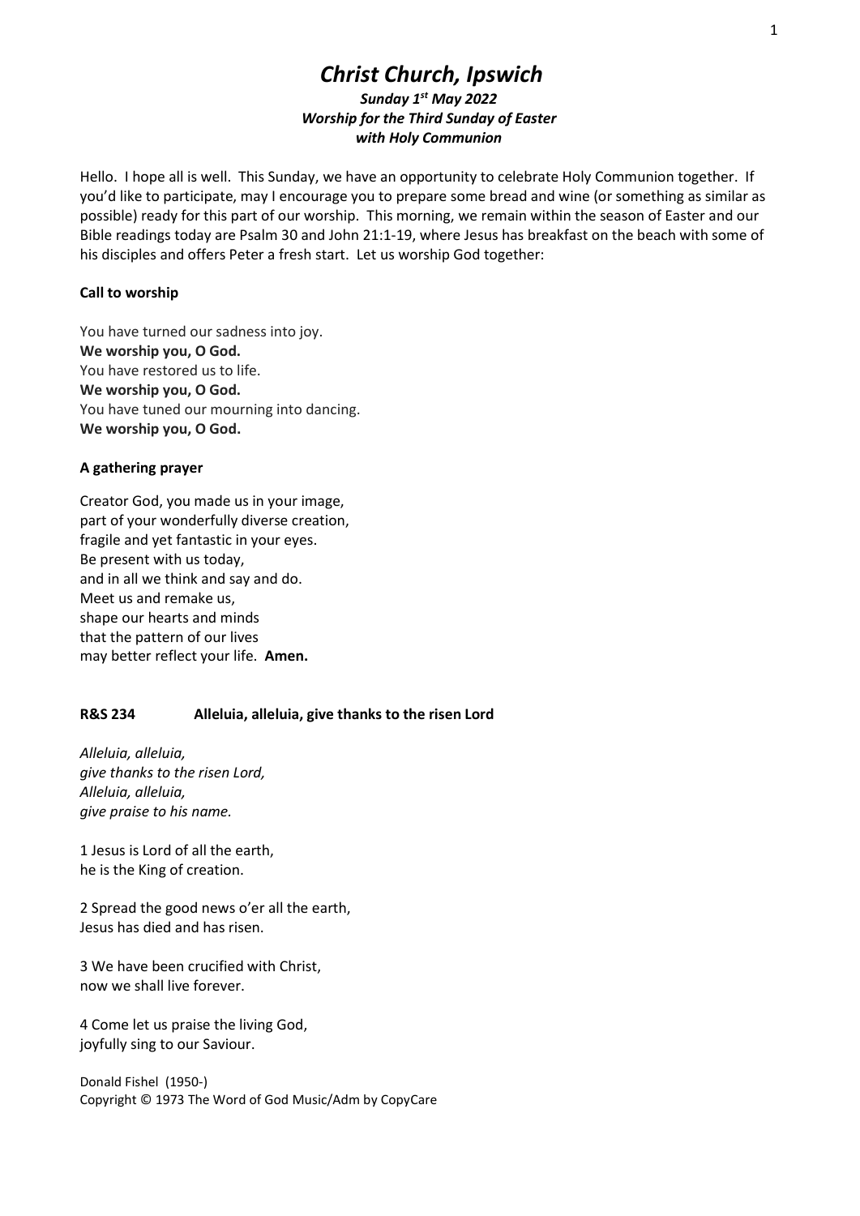# *Christ Church, Ipswich*

***Sunday 1st May 2022***
***Worship for the Third Sunday of Easter***
***with Holy Communion***

Hello. I hope all is well. This Sunday, we have an opportunity to celebrate Holy Communion together. If you'd like to participate, may I encourage you to prepare some bread and wine (or something as similar as possible) ready for this part of our worship. This morning, we remain within the season of Easter and our Bible readings today are Psalm 30 and John 21:1-19, where Jesus has breakfast on the beach with some of his disciples and offers Peter a fresh start. Let us worship God together:

**Call to worship**

You have turned our sadness into joy.
**We worship you, O God.**
You have restored us to life.
**We worship you, O God.**
You have tuned our mourning into dancing.
**We worship you, O God.**

**A gathering prayer**

Creator God, you made us in your image,
part of your wonderfully diverse creation,
fragile and yet fantastic in your eyes.
Be present with us today,
and in all we think and say and do.
Meet us and remake us,
shape our hearts and minds
that the pattern of our lives
may better reflect your life. **Amen.**

**R&S 234 Alleluia, alleluia, give thanks to the risen Lord**

*Alleluia, alleluia,*
*give thanks to the risen Lord,*
*Alleluia, alleluia,*
*give praise to his name.*

1 Jesus is Lord of all the earth,
he is the King of creation.

2 Spread the good news o'er all the earth,
Jesus has died and has risen.

3 We have been crucified with Christ,
now we shall live forever.

4 Come let us praise the living God,
joyfully sing to our Saviour.

Donald Fishel (1950-)
Copyright © 1973 The Word of God Music/Adm by CopyCare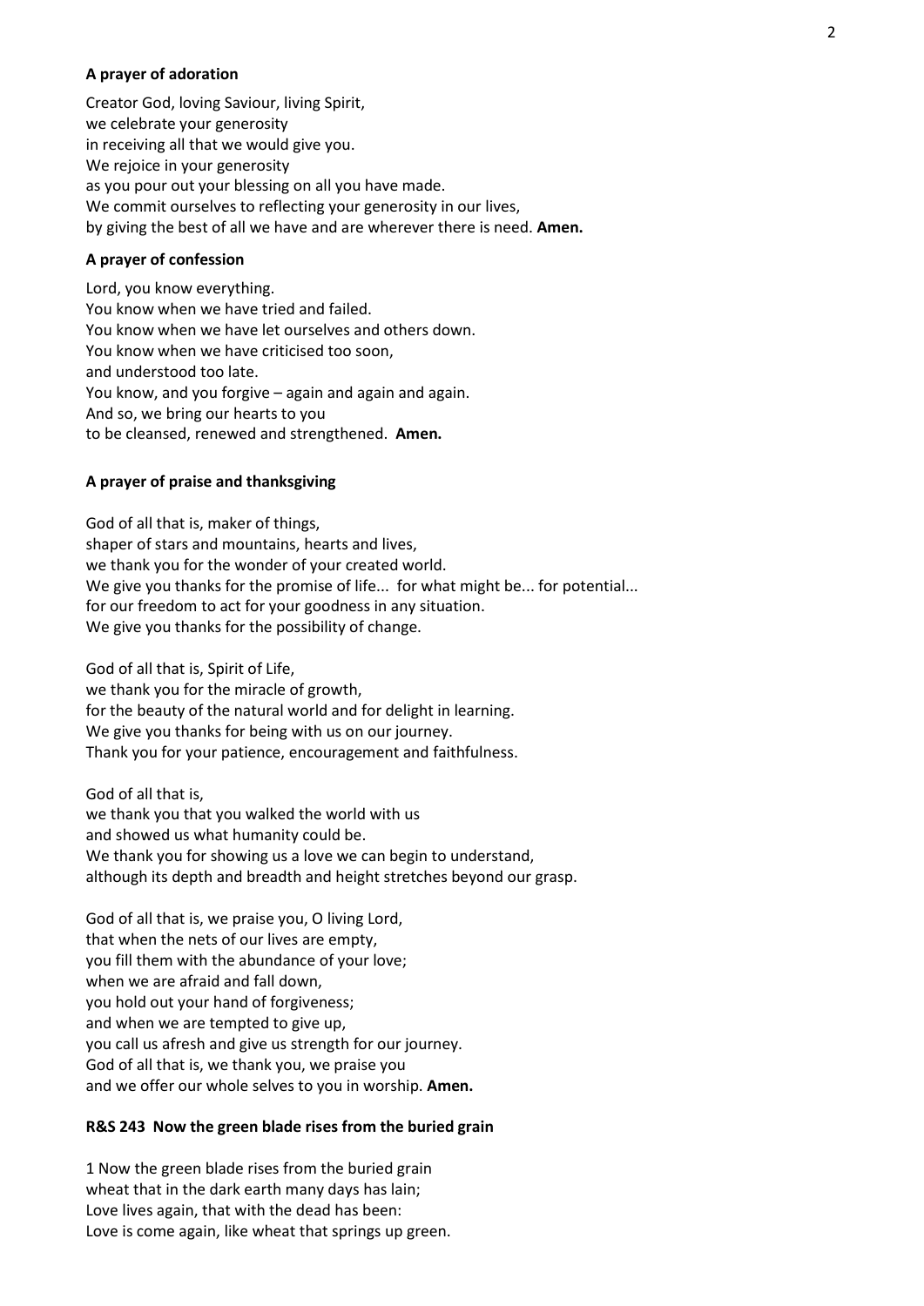**A prayer of adoration**

Creator God, loving Saviour, living Spirit,
we celebrate your generosity
in receiving all that we would give you.
We rejoice in your generosity
as you pour out your blessing on all you have made.
We commit ourselves to reflecting your generosity in our lives,
by giving the best of all we have and are wherever there is need. **Amen.**

**A prayer of confession**

Lord, you know everything.
You know when we have tried and failed.
You know when we have let ourselves and others down.
You know when we have criticised too soon,
and understood too late.
You know, and you forgive – again and again and again.
And so, we bring our hearts to you
to be cleansed, renewed and strengthened. **Amen.**

**A prayer of praise and thanksgiving**

God of all that is, maker of things,
shaper of stars and mountains, hearts and lives,
we thank you for the wonder of your created world.
We give you thanks for the promise of life... for what might be... for potential...
for our freedom to act for your goodness in any situation.
We give you thanks for the possibility of change.

God of all that is, Spirit of Life,
we thank you for the miracle of growth,
for the beauty of the natural world and for delight in learning.
We give you thanks for being with us on our journey.
Thank you for your patience, encouragement and faithfulness.

God of all that is,
we thank you that you walked the world with us
and showed us what humanity could be.
We thank you for showing us a love we can begin to understand,
although its depth and breadth and height stretches beyond our grasp.

God of all that is, we praise you, O living Lord,
that when the nets of our lives are empty,
you fill them with the abundance of your love;
when we are afraid and fall down,
you hold out your hand of forgiveness;
and when we are tempted to give up,
you call us afresh and give us strength for our journey.
God of all that is, we thank you, we praise you
and we offer our whole selves to you in worship. **Amen.**

**R&S 243 Now the green blade rises from the buried grain**

1 Now the green blade rises from the buried grain
wheat that in the dark earth many days has lain;
Love lives again, that with the dead has been:
Love is come again, like wheat that springs up green.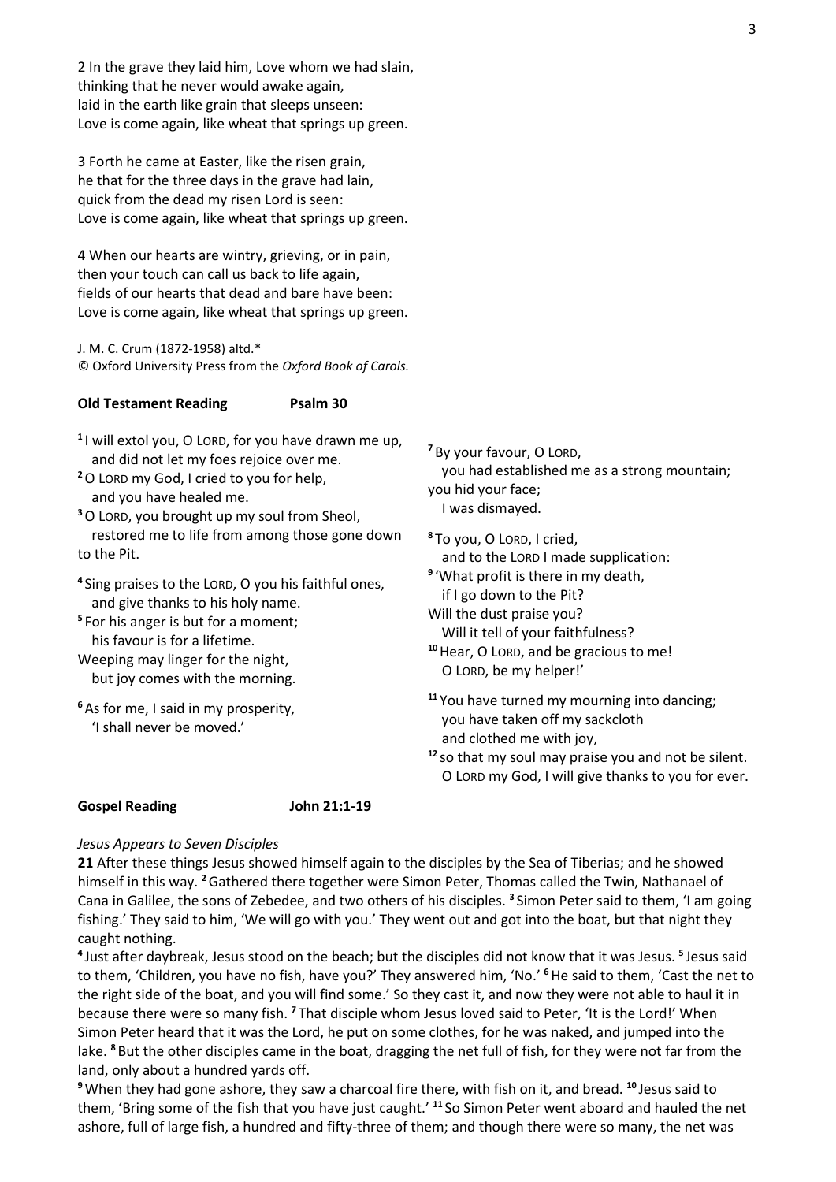2 In the grave they laid him, Love whom we had slain,
thinking that he never would awake again,
laid in the earth like grain that sleeps unseen:
Love is come again, like wheat that springs up green.

3 Forth he came at Easter, like the risen grain,
he that for the three days in the grave had lain,
quick from the dead my risen Lord is seen:
Love is come again, like wheat that springs up green.

4 When our hearts are wintry, grieving, or in pain,
then your touch can call us back to life again,
fields of our hearts that dead and bare have been:
Love is come again, like wheat that springs up green.

J. M. C. Crum (1872-1958) altd.*
© Oxford University Press from the *Oxford Book of Carols.*

**Old Testament Reading Psalm 30**

[1] I will extol you, O LORD, for you have drawn me up,
and did not let my foes rejoice over me.
[2] O LORD my God, I cried to you for help,
and you have healed me.
[3] O LORD, you brought up my soul from Sheol,
restored me to life from among those gone down to the Pit.

[4] Sing praises to the LORD, O you his faithful ones,
and give thanks to his holy name.
[5] For his anger is but for a moment;
his favour is for a lifetime.
Weeping may linger for the night,
but joy comes with the morning.

[6] As for me, I said in my prosperity,
'I shall never be moved.'

[7] By your favour, O LORD,
you had established me as a strong mountain;
you hid your face;
I was dismayed.

[8] To you, O LORD, I cried,
and to the LORD I made supplication:
[9] 'What profit is there in my death,
if I go down to the Pit?
Will the dust praise you?
Will it tell of your faithfulness?
[10] Hear, O LORD, and be gracious to me!
O LORD, be my helper!'

[11] You have turned my mourning into dancing;
you have taken off my sackcloth
and clothed me with joy,
[12] so that my soul may praise you and not be silent.
O LORD my God, I will give thanks to you for ever.

**Gospel Reading John 21:1-19**

*Jesus Appears to Seven Disciples*

**21** After these things Jesus showed himself again to the disciples by the Sea of Tiberias; and he showed himself in this way. [2] Gathered there together were Simon Peter, Thomas called the Twin, Nathanael of Cana in Galilee, the sons of Zebedee, and two others of his disciples. [3] Simon Peter said to them, 'I am going fishing.' They said to him, 'We will go with you.' They went out and got into the boat, but that night they caught nothing.

[4] Just after daybreak, Jesus stood on the beach; but the disciples did not know that it was Jesus. [5] Jesus said to them, 'Children, you have no fish, have you?' They answered him, 'No.' [6] He said to them, 'Cast the net to the right side of the boat, and you will find some.' So they cast it, and now they were not able to haul it in because there were so many fish. [7] That disciple whom Jesus loved said to Peter, 'It is the Lord!' When Simon Peter heard that it was the Lord, he put on some clothes, for he was naked, and jumped into the lake. [8] But the other disciples came in the boat, dragging the net full of fish, for they were not far from the land, only about a hundred yards off.

[9] When they had gone ashore, they saw a charcoal fire there, with fish on it, and bread. [10] Jesus said to them, 'Bring some of the fish that you have just caught.' [11] So Simon Peter went aboard and hauled the net ashore, full of large fish, a hundred and fifty-three of them; and though there were so many, the net was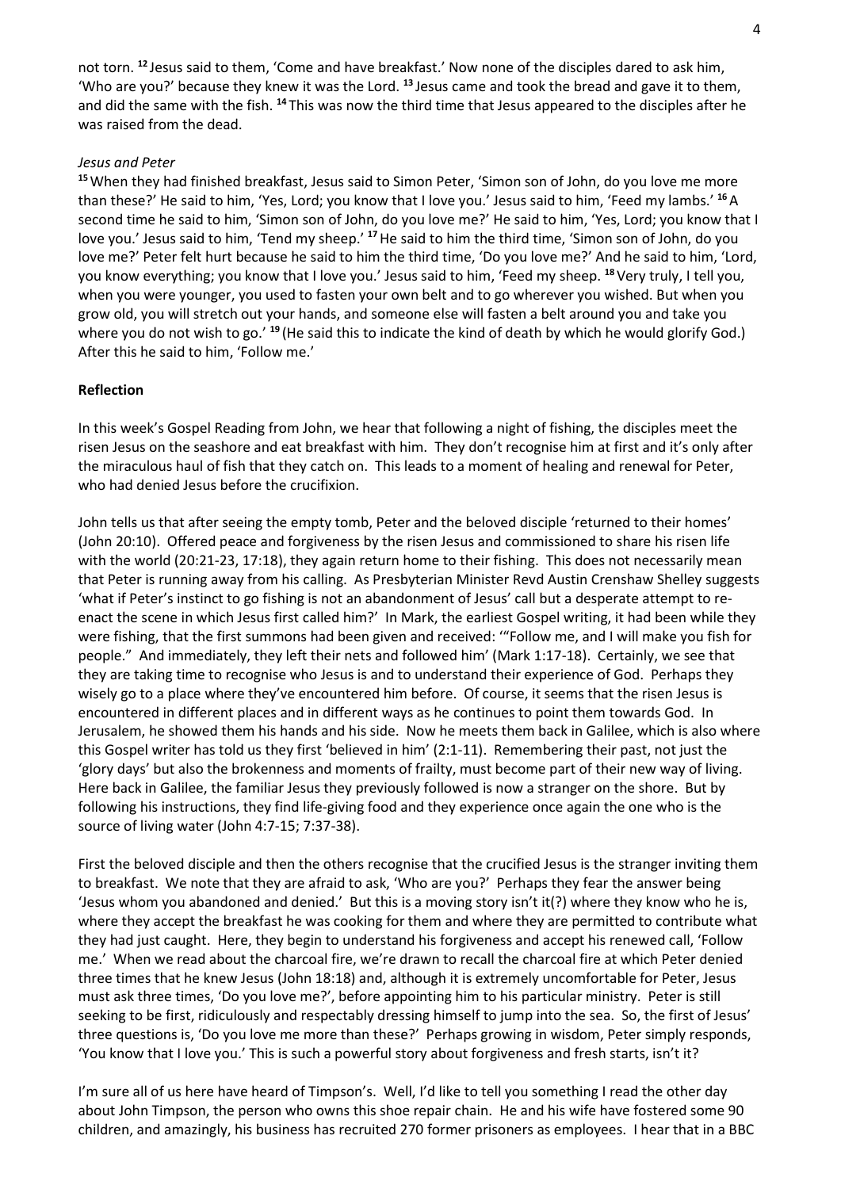not torn. [12] Jesus said to them, 'Come and have breakfast.' Now none of the disciples dared to ask him, 'Who are you?' because they knew it was the Lord. [13] Jesus came and took the bread and gave it to them, and did the same with the fish. [14] This was now the third time that Jesus appeared to the disciples after he was raised from the dead.

*Jesus and Peter*

[15] When they had finished breakfast, Jesus said to Simon Peter, 'Simon son of John, do you love me more than these?' He said to him, 'Yes, Lord; you know that I love you.' Jesus said to him, 'Feed my lambs.' [16] A second time he said to him, 'Simon son of John, do you love me?' He said to him, 'Yes, Lord; you know that I love you.' Jesus said to him, 'Tend my sheep.' [17] He said to him the third time, 'Simon son of John, do you love me?' Peter felt hurt because he said to him the third time, 'Do you love me?' And he said to him, 'Lord, you know everything; you know that I love you.' Jesus said to him, 'Feed my sheep. [18] Very truly, I tell you, when you were younger, you used to fasten your own belt and to go wherever you wished. But when you grow old, you will stretch out your hands, and someone else will fasten a belt around you and take you where you do not wish to go.' [19] (He said this to indicate the kind of death by which he would glorify God.) After this he said to him, 'Follow me.'

**Reflection**

In this week's Gospel Reading from John, we hear that following a night of fishing, the disciples meet the risen Jesus on the seashore and eat breakfast with him. They don't recognise him at first and it's only after the miraculous haul of fish that they catch on. This leads to a moment of healing and renewal for Peter, who had denied Jesus before the crucifixion.

John tells us that after seeing the empty tomb, Peter and the beloved disciple 'returned to their homes' (John 20:10). Offered peace and forgiveness by the risen Jesus and commissioned to share his risen life with the world (20:21-23, 17:18), they again return home to their fishing. This does not necessarily mean that Peter is running away from his calling. As Presbyterian Minister Revd Austin Crenshaw Shelley suggests 'what if Peter's instinct to go fishing is not an abandonment of Jesus' call but a desperate attempt to re-enact the scene in which Jesus first called him?' In Mark, the earliest Gospel writing, it had been while they were fishing, that the first summons had been given and received: '"Follow me, and I will make you fish for people." And immediately, they left their nets and followed him' (Mark 1:17-18). Certainly, we see that they are taking time to recognise who Jesus is and to understand their experience of God. Perhaps they wisely go to a place where they've encountered him before. Of course, it seems that the risen Jesus is encountered in different places and in different ways as he continues to point them towards God. In Jerusalem, he showed them his hands and his side. Now he meets them back in Galilee, which is also where this Gospel writer has told us they first 'believed in him' (2:1-11). Remembering their past, not just the 'glory days' but also the brokenness and moments of frailty, must become part of their new way of living. Here back in Galilee, the familiar Jesus they previously followed is now a stranger on the shore. But by following his instructions, they find life-giving food and they experience once again the one who is the source of living water (John 4:7-15; 7:37-38).

First the beloved disciple and then the others recognise that the crucified Jesus is the stranger inviting them to breakfast. We note that they are afraid to ask, 'Who are you?' Perhaps they fear the answer being 'Jesus whom you abandoned and denied.' But this is a moving story isn't it(?) where they know who he is, where they accept the breakfast he was cooking for them and where they are permitted to contribute what they had just caught. Here, they begin to understand his forgiveness and accept his renewed call, 'Follow me.' When we read about the charcoal fire, we're drawn to recall the charcoal fire at which Peter denied three times that he knew Jesus (John 18:18) and, although it is extremely uncomfortable for Peter, Jesus must ask three times, 'Do you love me?', before appointing him to his particular ministry. Peter is still seeking to be first, ridiculously and respectably dressing himself to jump into the sea. So, the first of Jesus' three questions is, 'Do you love me more than these?' Perhaps growing in wisdom, Peter simply responds, 'You know that I love you.' This is such a powerful story about forgiveness and fresh starts, isn't it?

I'm sure all of us here have heard of Timpson's. Well, I'd like to tell you something I read the other day about John Timpson, the person who owns this shoe repair chain. He and his wife have fostered some 90 children, and amazingly, his business has recruited 270 former prisoners as employees. I hear that in a BBC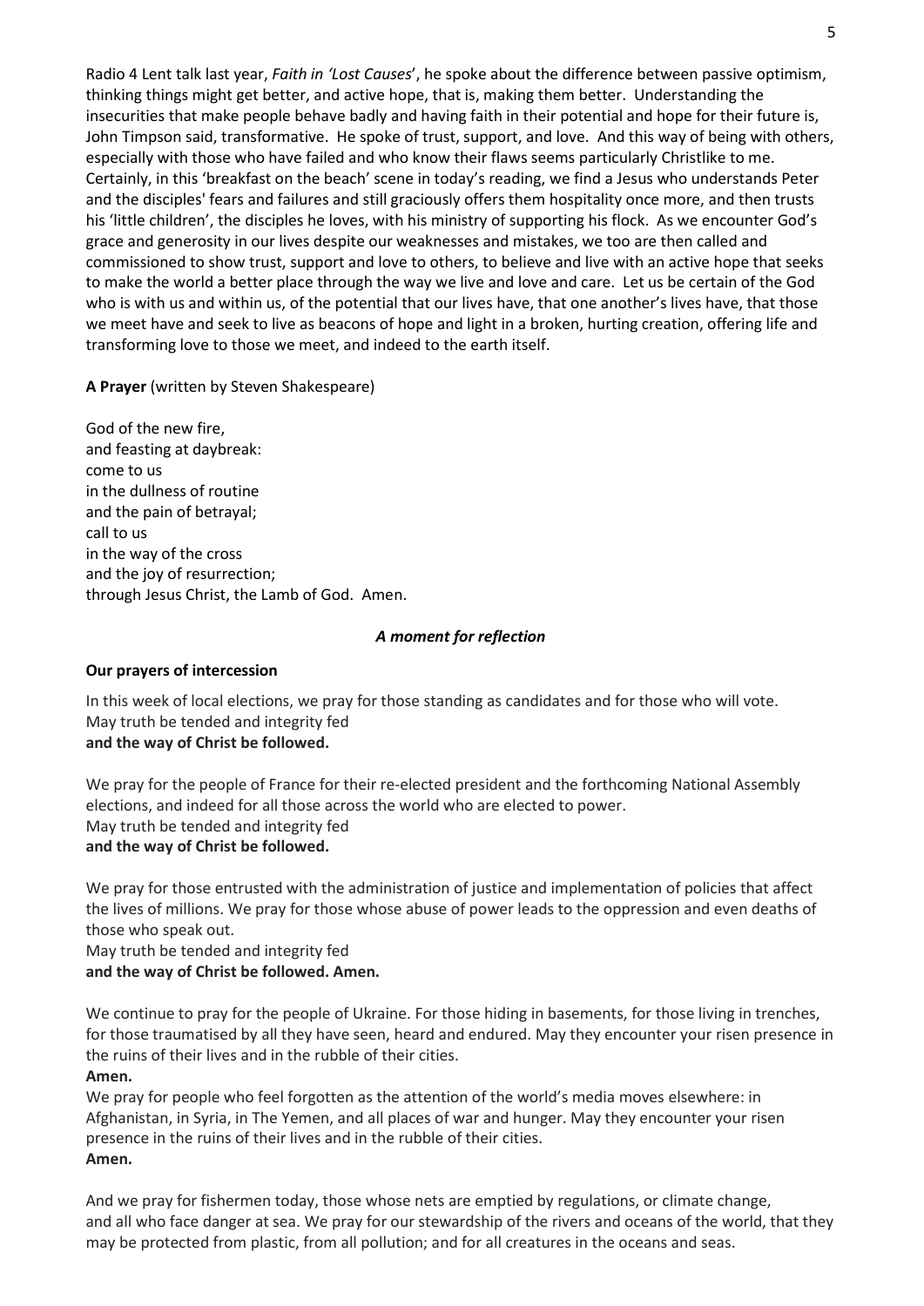Radio 4 Lent talk last year, *Faith in 'Lost Causes*', he spoke about the difference between passive optimism, thinking things might get better, and active hope, that is, making them better. Understanding the insecurities that make people behave badly and having faith in their potential and hope for their future is, John Timpson said, transformative. He spoke of trust, support, and love. And this way of being with others, especially with those who have failed and who know their flaws seems particularly Christlike to me. Certainly, in this 'breakfast on the beach' scene in today's reading, we find a Jesus who understands Peter and the disciples' fears and failures and still graciously offers them hospitality once more, and then trusts his 'little children', the disciples he loves, with his ministry of supporting his flock. As we encounter God's grace and generosity in our lives despite our weaknesses and mistakes, we too are then called and commissioned to show trust, support and love to others, to believe and live with an active hope that seeks to make the world a better place through the way we live and love and care. Let us be certain of the God who is with us and within us, of the potential that our lives have, that one another's lives have, that those we meet have and seek to live as beacons of hope and light in a broken, hurting creation, offering life and transforming love to those we meet, and indeed to the earth itself.

**A Prayer** (written by Steven Shakespeare)

God of the new fire,
and feasting at daybreak:
come to us
in the dullness of routine
and the pain of betrayal;
call to us
in the way of the cross
and the joy of resurrection;
through Jesus Christ, the Lamb of God. Amen.

***A moment for reflection***

**Our prayers of intercession**

In this week of local elections, we pray for those standing as candidates and for those who will vote.
May truth be tended and integrity fed
**and the way of Christ be followed.**

We pray for the people of France for their re-elected president and the forthcoming National Assembly elections, and indeed for all those across the world who are elected to power.
May truth be tended and integrity fed
**and the way of Christ be followed.**

We pray for those entrusted with the administration of justice and implementation of policies that affect the lives of millions. We pray for those whose abuse of power leads to the oppression and even deaths of those who speak out.
May truth be tended and integrity fed
**and the way of Christ be followed. Amen.**

We continue to pray for the people of Ukraine. For those hiding in basements, for those living in trenches, for those traumatised by all they have seen, heard and endured. May they encounter your risen presence in the ruins of their lives and in the rubble of their cities.
**Amen.**
We pray for people who feel forgotten as the attention of the world's media moves elsewhere: in Afghanistan, in Syria, in The Yemen, and all places of war and hunger. May they encounter your risen presence in the ruins of their lives and in the rubble of their cities.
**Amen.**

And we pray for fishermen today, those whose nets are emptied by regulations, or climate change, and all who face danger at sea. We pray for our stewardship of the rivers and oceans of the world, that they may be protected from plastic, from all pollution; and for all creatures in the oceans and seas.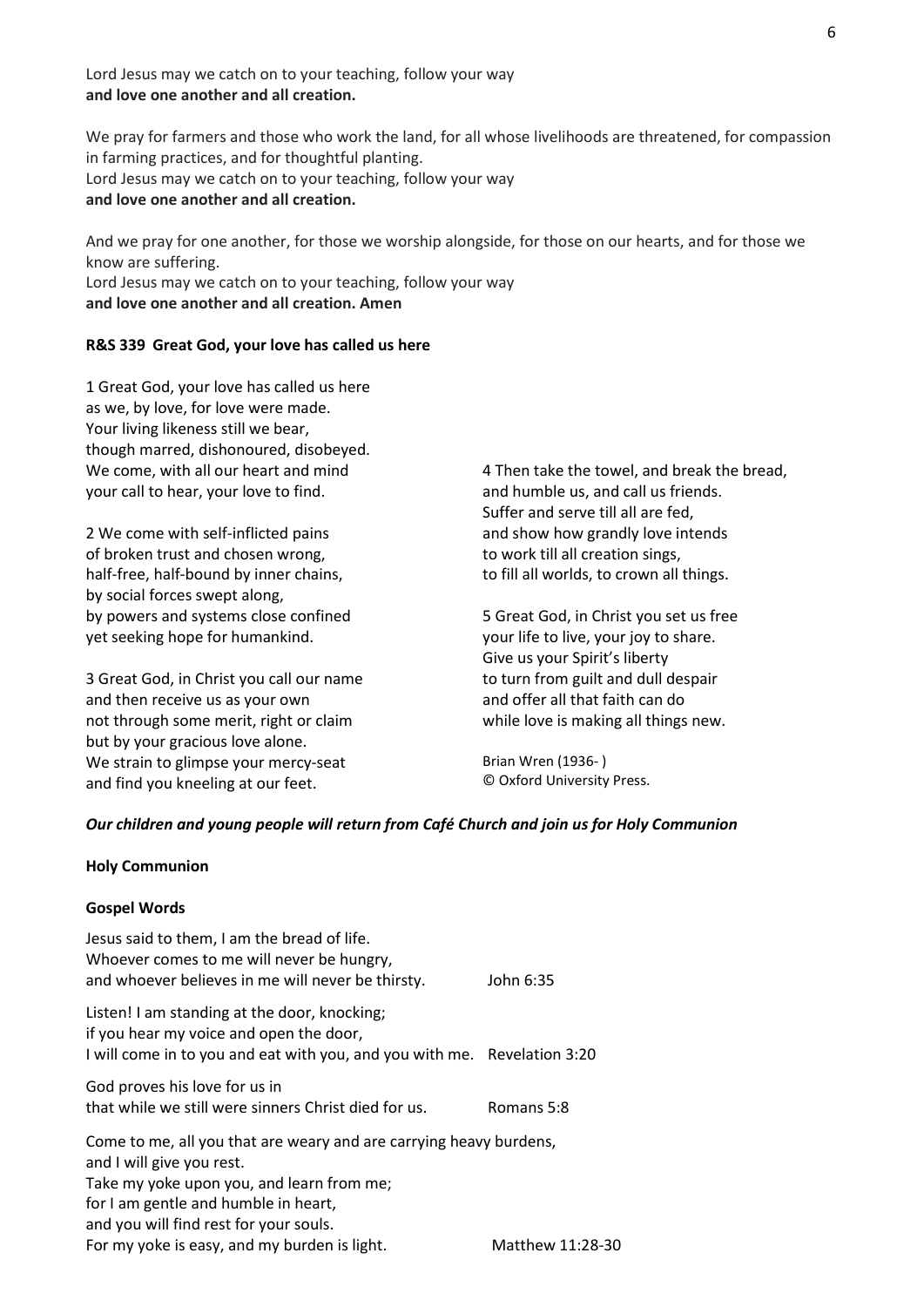Lord Jesus may we catch on to your teaching, follow your way
**and love one another and all creation.**

We pray for farmers and those who work the land, for all whose livelihoods are threatened, for compassion in farming practices, and for thoughtful planting.
Lord Jesus may we catch on to your teaching, follow your way
**and love one another and all creation.**

And we pray for one another, for those we worship alongside, for those on our hearts, and for those we know are suffering.
Lord Jesus may we catch on to your teaching, follow your way
**and love one another and all creation. Amen**

**R&S 339 Great God, your love has called us here**

1 Great God, your love has called us here
as we, by love, for love were made.
Your living likeness still we bear,
though marred, dishonoured, disobeyed.
We come, with all our heart and mind
your call to hear, your love to find.

2 We come with self-inflicted pains
of broken trust and chosen wrong,
half-free, half-bound by inner chains,
by social forces swept along,
by powers and systems close confined
yet seeking hope for humankind.

3 Great God, in Christ you call our name
and then receive us as your own
not through some merit, right or claim
but by your gracious love alone.
We strain to glimpse your mercy-seat
and find you kneeling at our feet.

4 Then take the towel, and break the bread,
and humble us, and call us friends.
Suffer and serve till all are fed,
and show how grandly love intends
to work till all creation sings,
to fill all worlds, to crown all things.

5 Great God, in Christ you set us free
your life to live, your joy to share.
Give us your Spirit's liberty
to turn from guilt and dull despair
and offer all that faith can do
while love is making all things new.

Brian Wren (1936- )
© Oxford University Press.

***Our children and young people will return from Café Church and join us for Holy Communion***

**Holy Communion**

**Gospel Words**

Jesus said to them, I am the bread of life.
Whoever comes to me will never be hungry,
and whoever believes in me will never be thirsty. John 6:35

Listen! I am standing at the door, knocking;
if you hear my voice and open the door,
I will come in to you and eat with you, and you with me. Revelation 3:20

God proves his love for us in
that while we still were sinners Christ died for us. Romans 5:8

Come to me, all you that are weary and are carrying heavy burdens,
and I will give you rest.
Take my yoke upon you, and learn from me;
for I am gentle and humble in heart,
and you will find rest for your souls.
For my yoke is easy, and my burden is light. Matthew 11:28-30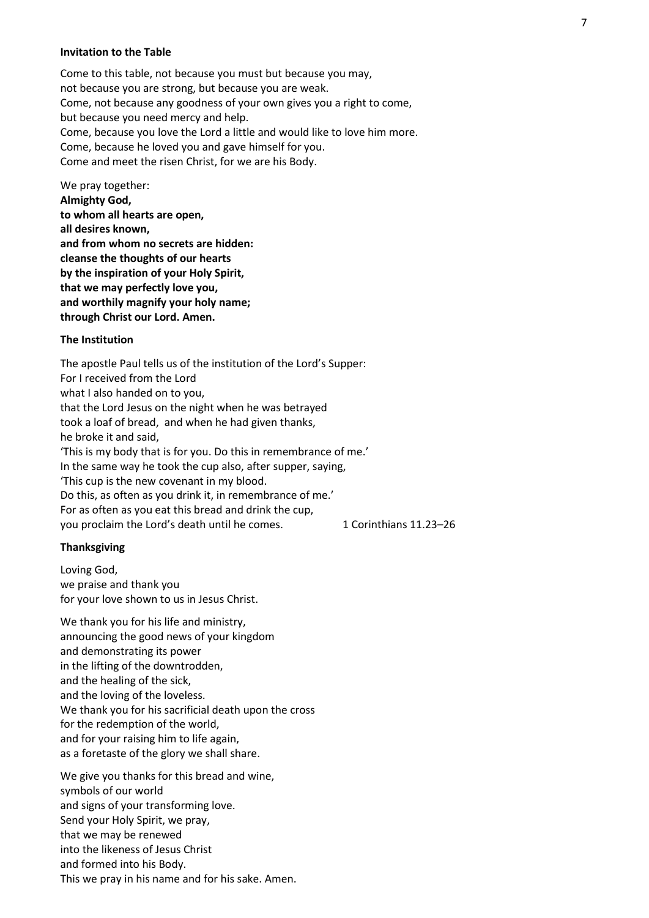**Invitation to the Table**

Come to this table, not because you must but because you may,
not because you are strong, but because you are weak.
Come, not because any goodness of your own gives you a right to come,
but because you need mercy and help.
Come, because you love the Lord a little and would like to love him more.
Come, because he loved you and gave himself for you.
Come and meet the risen Christ, for we are his Body.

We pray together:
**Almighty God,**
**to whom all hearts are open,**
**all desires known,**
**and from whom no secrets are hidden:**
**cleanse the thoughts of our hearts**
**by the inspiration of your Holy Spirit,**
**that we may perfectly love you,**
**and worthily magnify your holy name;**
**through Christ our Lord. Amen.**

**The Institution**

The apostle Paul tells us of the institution of the Lord's Supper:
For I received from the Lord
what I also handed on to you,
that the Lord Jesus on the night when he was betrayed
took a loaf of bread, and when he had given thanks,
he broke it and said,
'This is my body that is for you. Do this in remembrance of me.'
In the same way he took the cup also, after supper, saying,
'This cup is the new covenant in my blood.
Do this, as often as you drink it, in remembrance of me.'
For as often as you eat this bread and drink the cup,
you proclaim the Lord's death until he comes. 1 Corinthians 11.23–26

**Thanksgiving**

Loving God,
we praise and thank you
for your love shown to us in Jesus Christ.

We thank you for his life and ministry,
announcing the good news of your kingdom
and demonstrating its power
in the lifting of the downtrodden,
and the healing of the sick,
and the loving of the loveless.
We thank you for his sacrificial death upon the cross
for the redemption of the world,
and for your raising him to life again,
as a foretaste of the glory we shall share.

We give you thanks for this bread and wine,
symbols of our world
and signs of your transforming love.
Send your Holy Spirit, we pray,
that we may be renewed
into the likeness of Jesus Christ
and formed into his Body.
This we pray in his name and for his sake. Amen.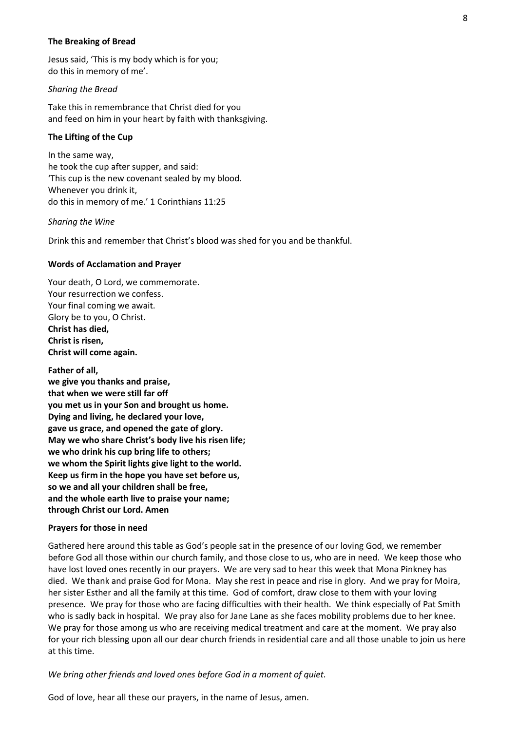**The Breaking of Bread**

Jesus said, 'This is my body which is for you;
do this in memory of me'.

*Sharing the Bread*

Take this in remembrance that Christ died for you
and feed on him in your heart by faith with thanksgiving.

**The Lifting of the Cup**

In the same way,
he took the cup after supper, and said:
'This cup is the new covenant sealed by my blood.
Whenever you drink it,
do this in memory of me.' 1 Corinthians 11:25

*Sharing the Wine*

Drink this and remember that Christ's blood was shed for you and be thankful.

**Words of Acclamation and Prayer**

Your death, O Lord, we commemorate.
Your resurrection we confess.
Your final coming we await.
Glory be to you, O Christ.
**Christ has died,**
**Christ is risen,**
**Christ will come again.**

**Father of all,**
**we give you thanks and praise,**
**that when we were still far off**
**you met us in your Son and brought us home.**
**Dying and living, he declared your love,**
**gave us grace, and opened the gate of glory.**
**May we who share Christ's body live his risen life;**
**we who drink his cup bring life to others;**
**we whom the Spirit lights give light to the world.**
**Keep us firm in the hope you have set before us,**
**so we and all your children shall be free,**
**and the whole earth live to praise your name;**
**through Christ our Lord. Amen**

**Prayers for those in need**

Gathered here around this table as God's people sat in the presence of our loving God, we remember before God all those within our church family, and those close to us, who are in need. We keep those who have lost loved ones recently in our prayers. We are very sad to hear this week that Mona Pinkney has died. We thank and praise God for Mona. May she rest in peace and rise in glory. And we pray for Moira, her sister Esther and all the family at this time. God of comfort, draw close to them with your loving presence. We pray for those who are facing difficulties with their health. We think especially of Pat Smith who is sadly back in hospital. We pray also for Jane Lane as she faces mobility problems due to her knee. We pray for those among us who are receiving medical treatment and care at the moment. We pray also for your rich blessing upon all our dear church friends in residential care and all those unable to join us here at this time.

*We bring other friends and loved ones before God in a moment of quiet.*

God of love, hear all these our prayers, in the name of Jesus, amen.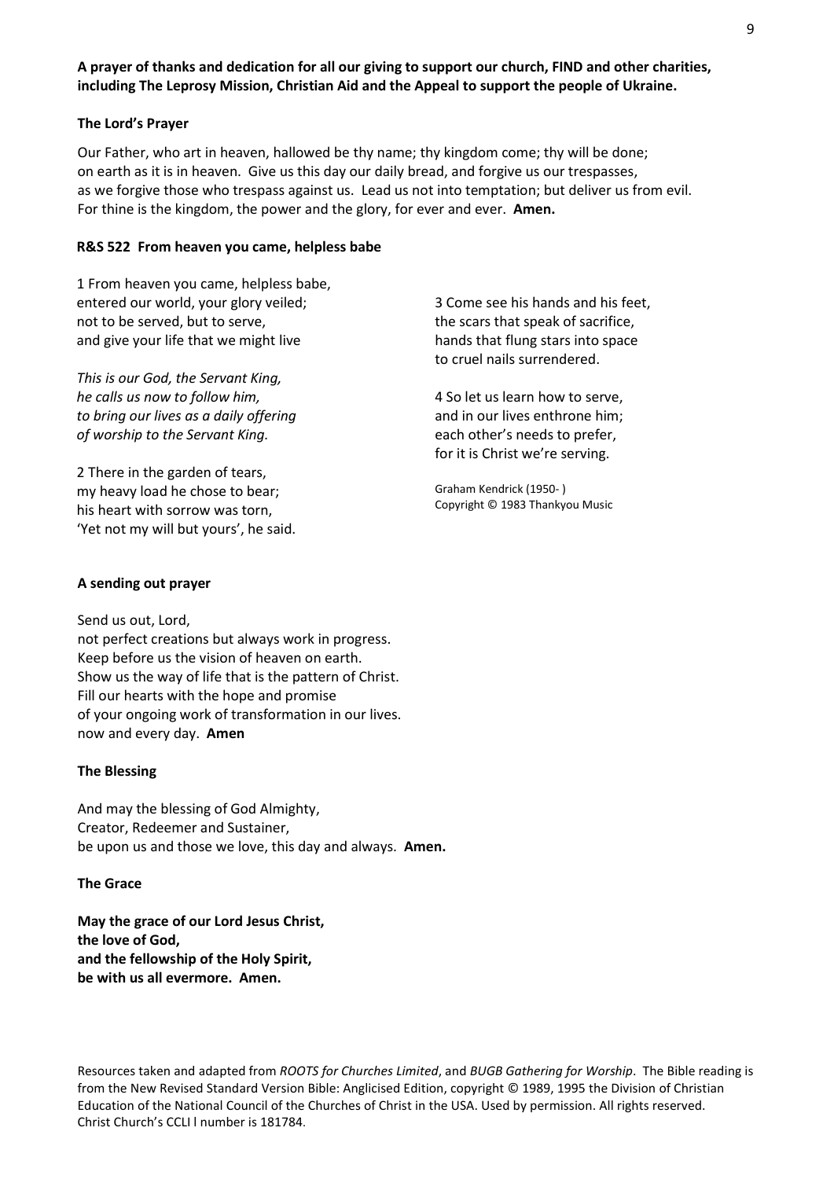**A prayer of thanks and dedication for all our giving to support our church, FIND and other charities, including The Leprosy Mission, Christian Aid and the Appeal to support the people of Ukraine.**

**The Lord's Prayer**

Our Father, who art in heaven, hallowed be thy name; thy kingdom come; thy will be done;
on earth as it is in heaven. Give us this day our daily bread, and forgive us our trespasses,
as we forgive those who trespass against us. Lead us not into temptation; but deliver us from evil.
For thine is the kingdom, the power and the glory, for ever and ever. **Amen.**

**R&S 522 From heaven you came, helpless babe**

1 From heaven you came, helpless babe,
entered our world, your glory veiled;
not to be served, but to serve,
and give your life that we might live

*This is our God, the Servant King,*
*he calls us now to follow him,*
*to bring our lives as a daily offering*
*of worship to the Servant King.*

2 There in the garden of tears,
my heavy load he chose to bear;
his heart with sorrow was torn,
'Yet not my will but yours', he said.

3 Come see his hands and his feet,
the scars that speak of sacrifice,
hands that flung stars into space
to cruel nails surrendered.

4 So let us learn how to serve,
and in our lives enthrone him;
each other's needs to prefer,
for it is Christ we're serving.

Graham Kendrick (1950- )
Copyright © 1983 Thankyou Music

**A sending out prayer**

Send us out, Lord,
not perfect creations but always work in progress.
Keep before us the vision of heaven on earth.
Show us the way of life that is the pattern of Christ.
Fill our hearts with the hope and promise
of your ongoing work of transformation in our lives.
now and every day. **Amen**

**The Blessing**

And may the blessing of God Almighty,
Creator, Redeemer and Sustainer,
be upon us and those we love, this day and always. **Amen.**

**The Grace**

**May the grace of our Lord Jesus Christ,**
**the love of God,**
**and the fellowship of the Holy Spirit,**
**be with us all evermore. Amen.**

Resources taken and adapted from *ROOTS for Churches Limited*, and *BUGB Gathering for Worship*. The Bible reading is from the New Revised Standard Version Bible: Anglicised Edition, copyright © 1989, 1995 the Division of Christian Education of the National Council of the Churches of Christ in the USA. Used by permission. All rights reserved.
Christ Church's CCLI l number is 181784.